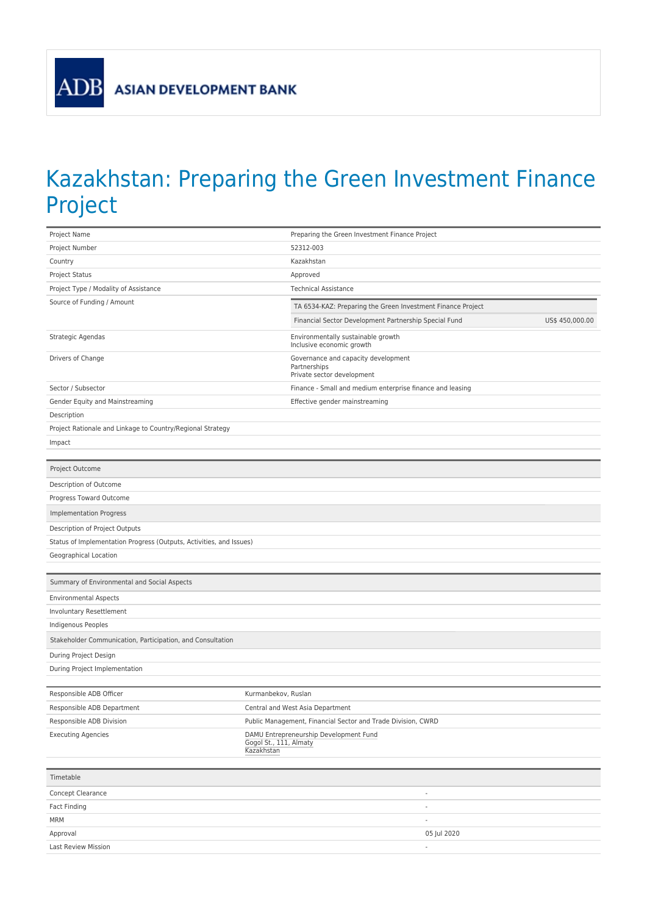ASIAN DEVELOPMENT BANK

# Kazakhstan: Preparing the Green Investment Finance Project

| | |
|---|---|
| Project Name | Preparing the Green Investment Finance Project |
| Project Number | 52312-003 |
| Country | Kazakhstan |
| Project Status | Approved |
| Project Type / Modality of Assistance | Technical Assistance |
| Source of Funding / Amount | TA 6534-KAZ: Preparing the Green Investment Finance Project<br>Financial Sector Development Partnership Special Fund — US$ 450,000.00 |
| Strategic Agendas | Environmentally sustainable growth<br>Inclusive economic growth |
| Drivers of Change | Governance and capacity development<br>Partnerships<br>Private sector development |
| Sector / Subsector | Finance - Small and medium enterprise finance and leasing |
| Gender Equity and Mainstreaming | Effective gender mainstreaming |
| Description | |
| Project Rationale and Linkage to Country/Regional Strategy | |
| Impact | |

| Project Outcome | |
|---|---|
| Description of Outcome | |
| Progress Toward Outcome | |
| **Implementation Progress** | |
| Description of Project Outputs | |
| Status of Implementation Progress (Outputs, Activities, and Issues) | |
| Geographical Location | |

| Summary of Environmental and Social Aspects | |
|---|---|
| Environmental Aspects | |
| Involuntary Resettlement | |
| Indigenous Peoples | |
| **Stakeholder Communication, Participation, and Consultation** | |
| During Project Design | |
| During Project Implementation | |

| | |
|---|---|
| Responsible ADB Officer | Kurmanbekov, Ruslan |
| Responsible ADB Department | Central and West Asia Department |
| Responsible ADB Division | Public Management, Financial Sector and Trade Division, CWRD |
| Executing Agencies | DAMU Entrepreneurship Development Fund<br>Gogol St., 111, Almaty<br>Kazakhstan |

| Timetable | |
|---|---|
| Concept Clearance | - |
| Fact Finding | - |
| MRM | - |
| Approval | 05 Jul 2020 |
| Last Review Mission | - |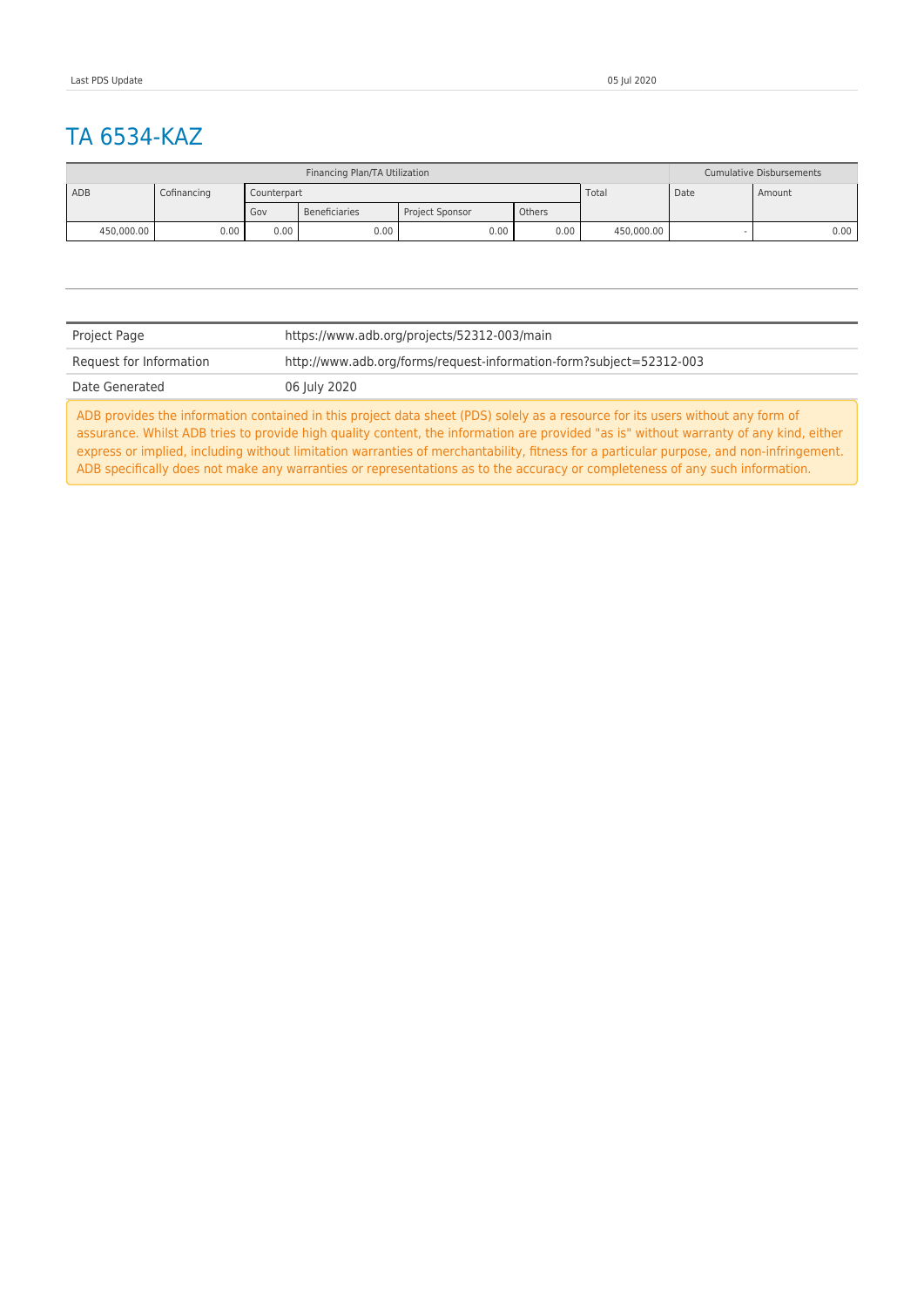## TA 6534-KAZ

| Financing Plan/TA Utilization | | | | | | | Cumulative Disbursements | |
|---|---|---|---|---|---|---|---|---|
| ADB | Cofinancing | Counterpart | | | | Total | Date | Amount |
| | | Gov | Beneficiaries | Project Sponsor | Others | | | |
| 450,000.00 | 0.00 | 0.00 | 0.00 | 0.00 | 0.00 | 450,000.00 | - | 0.00 |

| | |
|---|---|
| Project Page | https://www.adb.org/projects/52312-003/main |
| Request for Information | http://www.adb.org/forms/request-information-form?subject=52312-003 |
| Date Generated | 06 July 2020 |

ADB provides the information contained in this project data sheet (PDS) solely as a resource for its users without any form of assurance. Whilst ADB tries to provide high quality content, the information are provided "as is" without warranty of any kind, either express or implied, including without limitation warranties of merchantability, fitness for a particular purpose, and non-infringement. ADB specifically does not make any warranties or representations as to the accuracy or completeness of any such information.